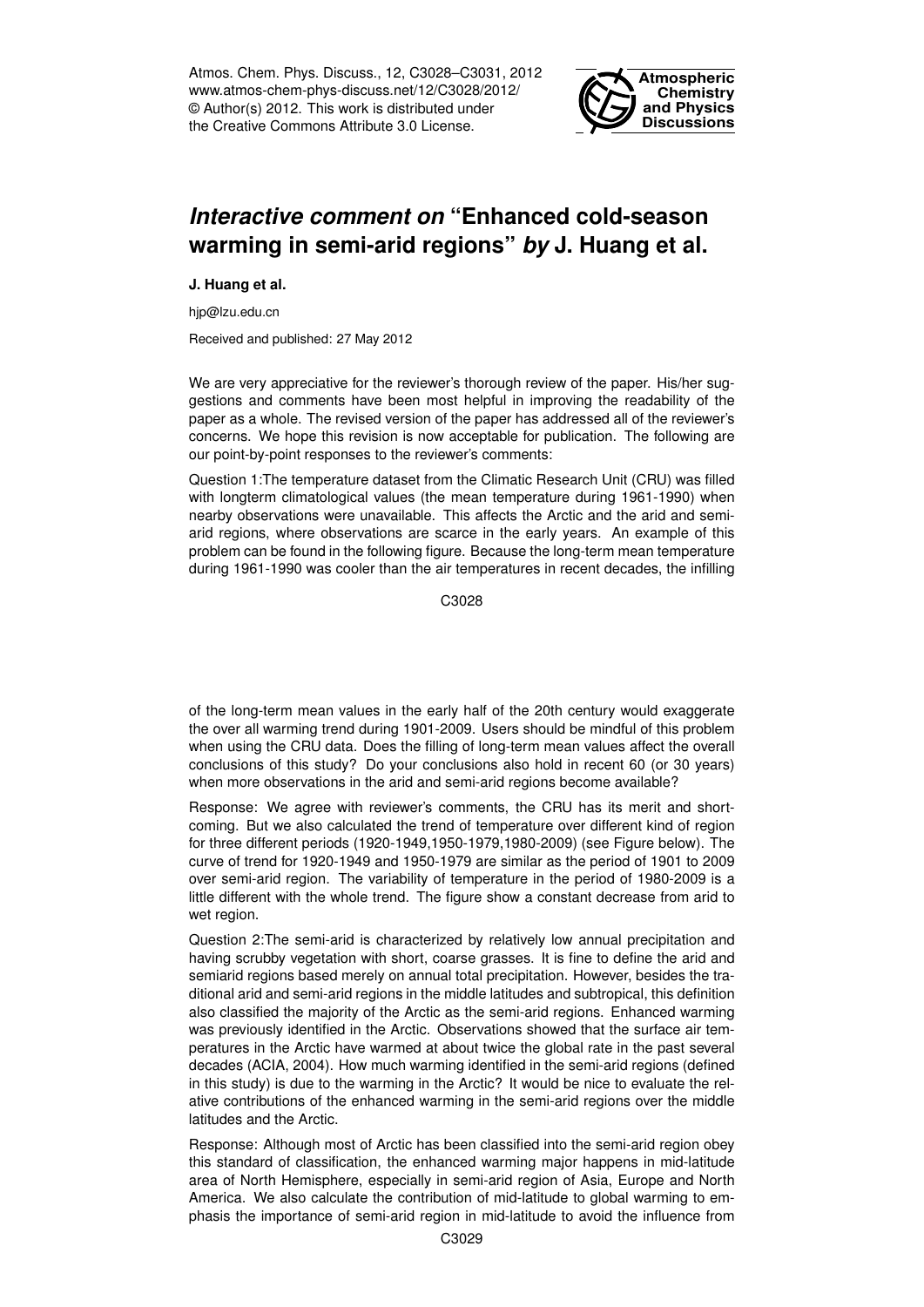# *Interactive comment on* "Enhanced cold-season warming in semi-arid regions" *by* J. Huang et al.

**J. Huang et al.**

hjp@lzu.edu.cn

Received and published: 27 May 2012

We are very appreciative for the reviewer's thorough review of the paper. His/her suggestions and comments have been most helpful in improving the readability of the paper as a whole. The revised version of the paper has addressed all of the reviewer's concerns. We hope this revision is now acceptable for publication. The following are our point-by-point responses to the reviewer's comments:

Question 1:The temperature dataset from the Climatic Research Unit (CRU) was filled with longterm climatological values (the mean temperature during 1961-1990) when nearby observations were unavailable. This affects the Arctic and the arid and semi-arid regions, where observations are scarce in the early years. An example of this problem can be found in the following figure. Because the long-term mean temperature during 1961-1990 was cooler than the air temperatures in recent decades, the infilling of the long-term mean values in the early half of the 20th century would exaggerate the over all warming trend during 1901-2009. Users should be mindful of this problem when using the CRU data. Does the filling of long-term mean values affect the overall conclusions of this study? Do your conclusions also hold in recent 60 (or 30 years) when more observations in the arid and semi-arid regions become available?

Response: We agree with reviewer's comments, the CRU has its merit and shortcoming. But we also calculated the trend of temperature over different kind of region for three different periods (1920-1949,1950-1979,1980-2009) (see Figure below). The curve of trend for 1920-1949 and 1950-1979 are similar as the period of 1901 to 2009 over semi-arid region. The variability of temperature in the period of 1980-2009 is a little different with the whole trend. The figure show a constant decrease from arid to wet region.

Question 2:The semi-arid is characterized by relatively low annual precipitation and having scrubby vegetation with short, coarse grasses. It is fine to define the arid and semiarid regions based merely on annual total precipitation. However, besides the traditional arid and semi-arid regions in the middle latitudes and subtropical, this definition also classified the majority of the Arctic as the semi-arid regions. Enhanced warming was previously identified in the Arctic. Observations showed that the surface air temperatures in the Arctic have warmed at about twice the global rate in the past several decades (ACIA, 2004). How much warming identified in the semi-arid regions (defined in this study) is due to the warming in the Arctic? It would be nice to evaluate the relative contributions of the enhanced warming in the semi-arid regions over the middle latitudes and the Arctic.

Response: Although most of Arctic has been classified into the semi-arid region obey this standard of classification, the enhanced warming major happens in mid-latitude area of North Hemisphere, especially in semi-arid region of Asia, Europe and North America. We also calculate the contribution of mid-latitude to global warming to emphasis the importance of semi-arid region in mid-latitude to avoid the influence from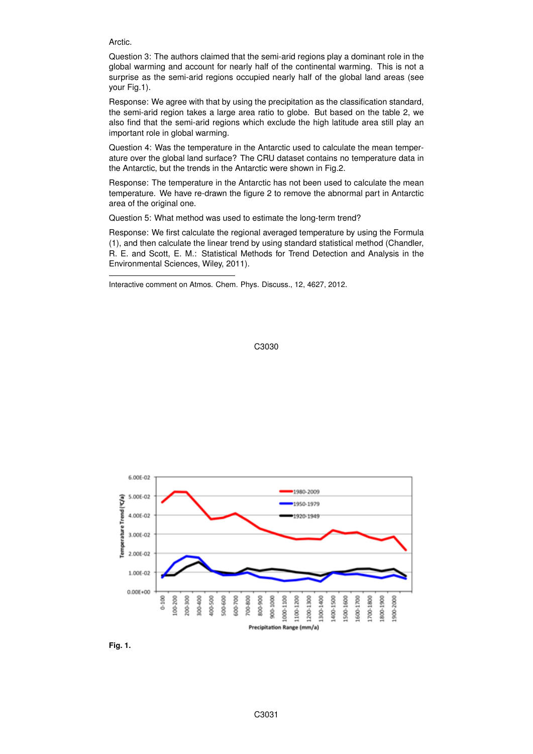Arctic.

Question 3: The authors claimed that the semi-arid regions play a dominant role in the global warming and account for nearly half of the continental warming. This is not a surprise as the semi-arid regions occupied nearly half of the global land areas (see your Fig.1).

Response: We agree with that by using the precipitation as the classification standard, the semi-arid region takes a large area ratio to globe. But based on the table 2, we also find that the semi-arid regions which exclude the high latitude area still play an important role in global warming.

Question 4: Was the temperature in the Antarctic used to calculate the mean temperature over the global land surface? The CRU dataset contains no temperature data in the Antarctic, but the trends in the Antarctic were shown in Fig.2.

Response: The temperature in the Antarctic has not been used to calculate the mean temperature. We have re-drawn the figure 2 to remove the abnormal part in Antarctic area of the original one.

Question 5: What method was used to estimate the long-term trend?

Response: We first calculate the regional averaged temperature by using the Formula (1), and then calculate the linear trend by using standard statistical method (Chandler, R. E. and Scott, E. M.: Statistical Methods for Trend Detection and Analysis in the Environmental Sciences, Wiley, 2011).

---

Interactive comment on Atmos. Chem. Phys. Discuss., 12, 4627, 2012.

6.00E-02
5.00E-02
4.00E-02
3.00E-02
2.00E-02
1.00E-02
0.00E+00

Temperature Trend (℃/a)

1980-2009
1950-1979
1920-1949

0-100, 100-200, 200-300, 300-400, 400-500, 500-600, 600-700, 700-800, 800-900, 900-1000, 1000-1100, 1100-1200, 1200-1300, 1300-1400, 1400-1500, 1500-1600, 1600-1700, 1700-1800, 1800-1900, 1900-2000

Precipitation Range (mm/a)

**Fig. 1.**